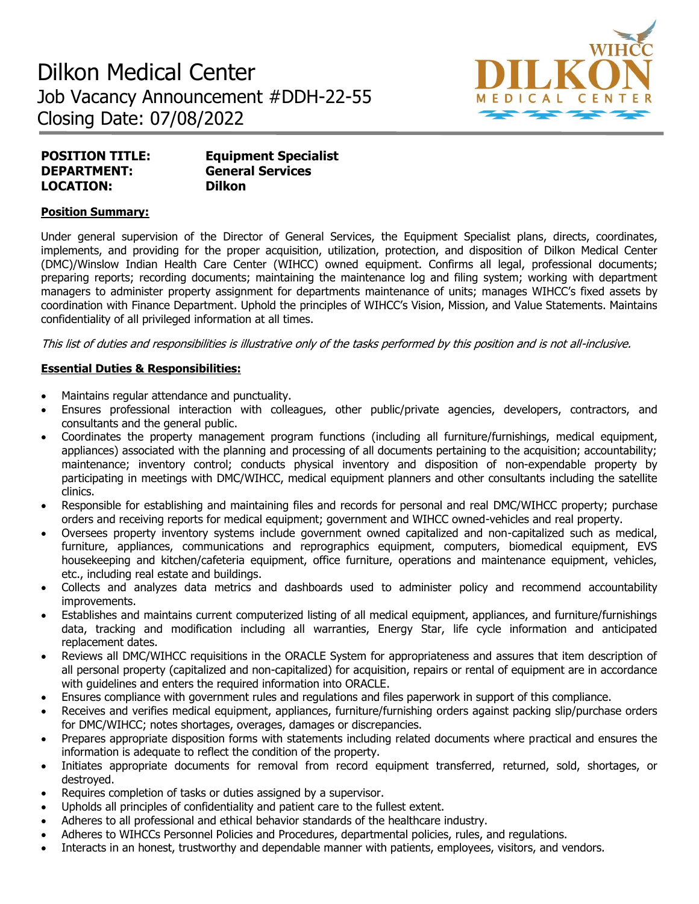# Dilkon Medical Center

Job Vacancy Announcement #DDH-22-55

Closing Date: 07/08/2022

**POSITION TITLE:** **Equipment Specialist**
**DEPARTMENT:** **General Services**
**LOCATION:** **Dilkon**

## Position Summary:

Under general supervision of the Director of General Services, the Equipment Specialist plans, directs, coordinates, implements, and providing for the proper acquisition, utilization, protection, and disposition of Dilkon Medical Center (DMC)/Winslow Indian Health Care Center (WIHCC) owned equipment. Confirms all legal, professional documents; preparing reports; recording documents; maintaining the maintenance log and filing system; working with department managers to administer property assignment for departments maintenance of units; manages WIHCC's fixed assets by coordination with Finance Department. Uphold the principles of WIHCC's Vision, Mission, and Value Statements. Maintains confidentiality of all privileged information at all times.

*This list of duties and responsibilities is illustrative only of the tasks performed by this position and is not all-inclusive.*

## Essential Duties & Responsibilities:

- Maintains regular attendance and punctuality.
- Ensures professional interaction with colleagues, other public/private agencies, developers, contractors, and consultants and the general public.
- Coordinates the property management program functions (including all furniture/furnishings, medical equipment, appliances) associated with the planning and processing of all documents pertaining to the acquisition; accountability; maintenance; inventory control; conducts physical inventory and disposition of non-expendable property by participating in meetings with DMC/WIHCC, medical equipment planners and other consultants including the satellite clinics.
- Responsible for establishing and maintaining files and records for personal and real DMC/WIHCC property; purchase orders and receiving reports for medical equipment; government and WIHCC owned-vehicles and real property.
- Oversees property inventory systems include government owned capitalized and non-capitalized such as medical, furniture, appliances, communications and reprographics equipment, computers, biomedical equipment, EVS housekeeping and kitchen/cafeteria equipment, office furniture, operations and maintenance equipment, vehicles, etc., including real estate and buildings.
- Collects and analyzes data metrics and dashboards used to administer policy and recommend accountability improvements.
- Establishes and maintains current computerized listing of all medical equipment, appliances, and furniture/furnishings data, tracking and modification including all warranties, Energy Star, life cycle information and anticipated replacement dates.
- Reviews all DMC/WIHCC requisitions in the ORACLE System for appropriateness and assures that item description of all personal property (capitalized and non-capitalized) for acquisition, repairs or rental of equipment are in accordance with guidelines and enters the required information into ORACLE.
- Ensures compliance with government rules and regulations and files paperwork in support of this compliance.
- Receives and verifies medical equipment, appliances, furniture/furnishing orders against packing slip/purchase orders for DMC/WIHCC; notes shortages, overages, damages or discrepancies.
- Prepares appropriate disposition forms with statements including related documents where practical and ensures the information is adequate to reflect the condition of the property.
- Initiates appropriate documents for removal from record equipment transferred, returned, sold, shortages, or destroyed.
- Requires completion of tasks or duties assigned by a supervisor.
- Upholds all principles of confidentiality and patient care to the fullest extent.
- Adheres to all professional and ethical behavior standards of the healthcare industry.
- Adheres to WIHCCs Personnel Policies and Procedures, departmental policies, rules, and regulations.
- Interacts in an honest, trustworthy and dependable manner with patients, employees, visitors, and vendors.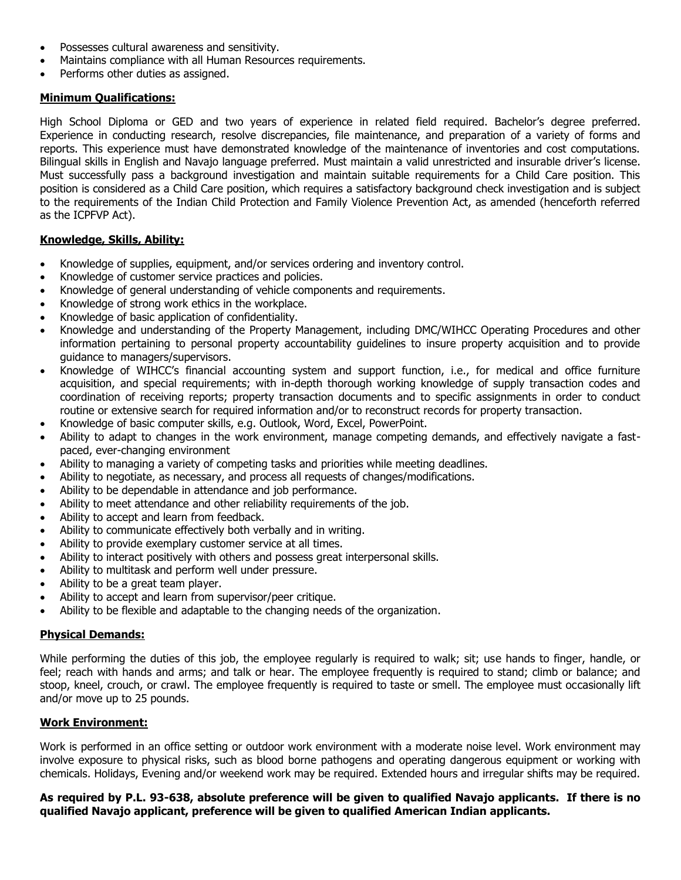- Possesses cultural awareness and sensitivity.
- Maintains compliance with all Human Resources requirements.
- Performs other duties as assigned.

**Minimum Qualifications:**

High School Diploma or GED and two years of experience in related field required. Bachelor's degree preferred. Experience in conducting research, resolve discrepancies, file maintenance, and preparation of a variety of forms and reports. This experience must have demonstrated knowledge of the maintenance of inventories and cost computations. Bilingual skills in English and Navajo language preferred. Must maintain a valid unrestricted and insurable driver's license. Must successfully pass a background investigation and maintain suitable requirements for a Child Care position. This position is considered as a Child Care position, which requires a satisfactory background check investigation and is subject to the requirements of the Indian Child Protection and Family Violence Prevention Act, as amended (henceforth referred as the ICPFVP Act).

**Knowledge, Skills, Ability:**

- Knowledge of supplies, equipment, and/or services ordering and inventory control.
- Knowledge of customer service practices and policies.
- Knowledge of general understanding of vehicle components and requirements.
- Knowledge of strong work ethics in the workplace.
- Knowledge of basic application of confidentiality.
- Knowledge and understanding of the Property Management, including DMC/WIHCC Operating Procedures and other information pertaining to personal property accountability guidelines to insure property acquisition and to provide guidance to managers/supervisors.
- Knowledge of WIHCC's financial accounting system and support function, i.e., for medical and office furniture acquisition, and special requirements; with in-depth thorough working knowledge of supply transaction codes and coordination of receiving reports; property transaction documents and to specific assignments in order to conduct routine or extensive search for required information and/or to reconstruct records for property transaction.
- Knowledge of basic computer skills, e.g. Outlook, Word, Excel, PowerPoint.
- Ability to adapt to changes in the work environment, manage competing demands, and effectively navigate a fast-paced, ever-changing environment
- Ability to managing a variety of competing tasks and priorities while meeting deadlines.
- Ability to negotiate, as necessary, and process all requests of changes/modifications.
- Ability to be dependable in attendance and job performance.
- Ability to meet attendance and other reliability requirements of the job.
- Ability to accept and learn from feedback.
- Ability to communicate effectively both verbally and in writing.
- Ability to provide exemplary customer service at all times.
- Ability to interact positively with others and possess great interpersonal skills.
- Ability to multitask and perform well under pressure.
- Ability to be a great team player.
- Ability to accept and learn from supervisor/peer critique.
- Ability to be flexible and adaptable to the changing needs of the organization.

**Physical Demands:**

While performing the duties of this job, the employee regularly is required to walk; sit; use hands to finger, handle, or feel; reach with hands and arms; and talk or hear. The employee frequently is required to stand; climb or balance; and stoop, kneel, crouch, or crawl. The employee frequently is required to taste or smell. The employee must occasionally lift and/or move up to 25 pounds.

**Work Environment:**

Work is performed in an office setting or outdoor work environment with a moderate noise level. Work environment may involve exposure to physical risks, such as blood borne pathogens and operating dangerous equipment or working with chemicals. Holidays, Evening and/or weekend work may be required. Extended hours and irregular shifts may be required.

**As required by P.L. 93-638, absolute preference will be given to qualified Navajo applicants. If there is no qualified Navajo applicant, preference will be given to qualified American Indian applicants.**